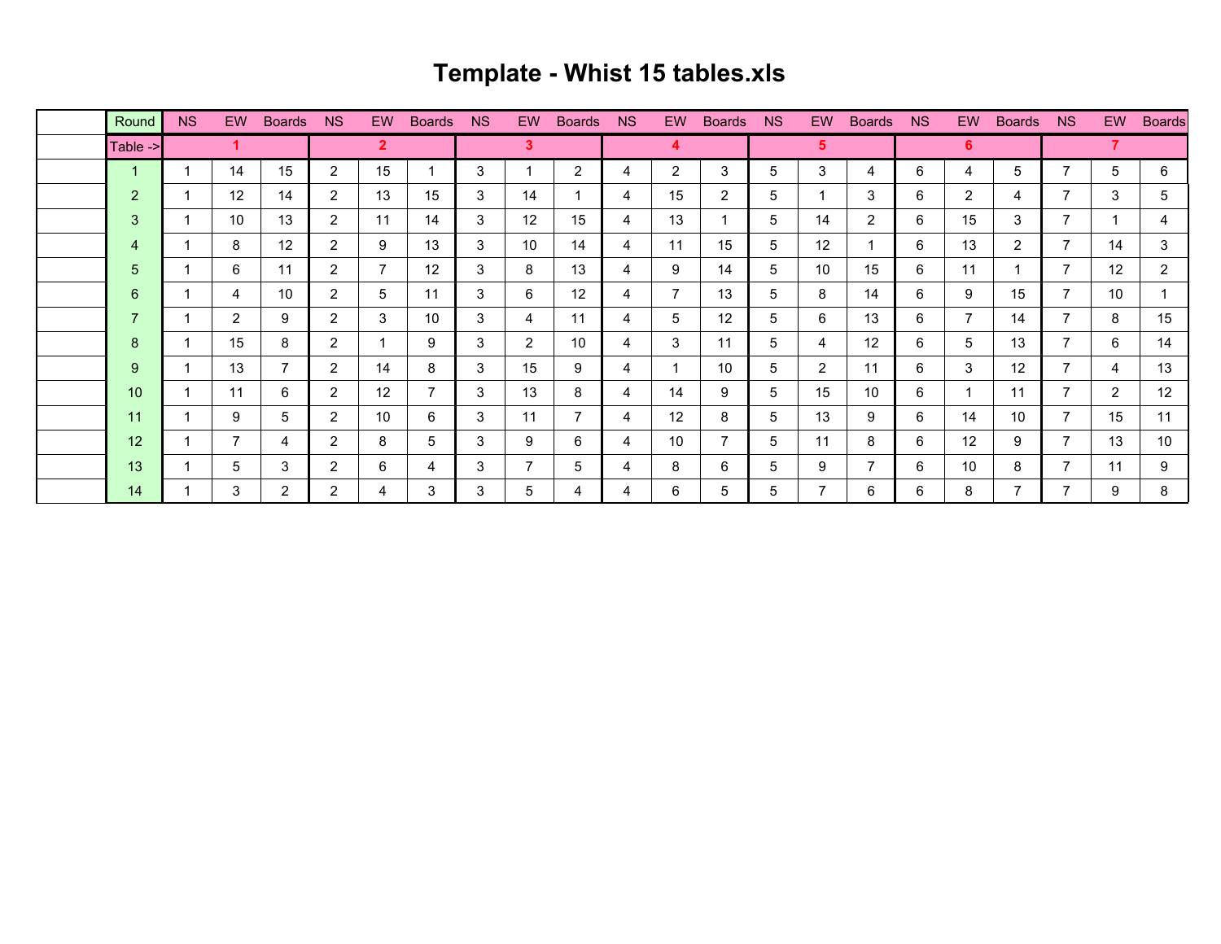# Template - Whist 15 tables.xls

| | Round | NS | EW | Boards | NS | EW | Boards | NS | EW | Boards | NS | EW | Boards | NS | EW | Boards | NS | EW | Boards | NS | EW | Boards |
|---|---|---|---|---|---|---|---|---|---|---|---|---|---|---|---|---|---|---|---|---|---|---|
| | Table -> | 1 | | | 2 | | | 3 | | | 4 | | | 5 | | | 6 | | | 7 | | |
| | 1 | 1 | 14 | 15 | 2 | 15 | 1 | 3 | 1 | 2 | 4 | 2 | 3 | 5 | 3 | 4 | 6 | 4 | 5 | 7 | 5 | 6 |
| | 2 | 1 | 12 | 14 | 2 | 13 | 15 | 3 | 14 | 1 | 4 | 15 | 2 | 5 | 1 | 3 | 6 | 2 | 4 | 7 | 3 | 5 |
| | 3 | 1 | 10 | 13 | 2 | 11 | 14 | 3 | 12 | 15 | 4 | 13 | 1 | 5 | 14 | 2 | 6 | 15 | 3 | 7 | 1 | 4 |
| | 4 | 1 | 8 | 12 | 2 | 9 | 13 | 3 | 10 | 14 | 4 | 11 | 15 | 5 | 12 | 1 | 6 | 13 | 2 | 7 | 14 | 3 |
| | 5 | 1 | 6 | 11 | 2 | 7 | 12 | 3 | 8 | 13 | 4 | 9 | 14 | 5 | 10 | 15 | 6 | 11 | 1 | 7 | 12 | 2 |
| | 6 | 1 | 4 | 10 | 2 | 5 | 11 | 3 | 6 | 12 | 4 | 7 | 13 | 5 | 8 | 14 | 6 | 9 | 15 | 7 | 10 | 1 |
| | 7 | 1 | 2 | 9 | 2 | 3 | 10 | 3 | 4 | 11 | 4 | 5 | 12 | 5 | 6 | 13 | 6 | 7 | 14 | 7 | 8 | 15 |
| | 8 | 1 | 15 | 8 | 2 | 1 | 9 | 3 | 2 | 10 | 4 | 3 | 11 | 5 | 4 | 12 | 6 | 5 | 13 | 7 | 6 | 14 |
| | 9 | 1 | 13 | 7 | 2 | 14 | 8 | 3 | 15 | 9 | 4 | 1 | 10 | 5 | 2 | 11 | 6 | 3 | 12 | 7 | 4 | 13 |
| | 10 | 1 | 11 | 6 | 2 | 12 | 7 | 3 | 13 | 8 | 4 | 14 | 9 | 5 | 15 | 10 | 6 | 1 | 11 | 7 | 2 | 12 |
| | 11 | 1 | 9 | 5 | 2 | 10 | 6 | 3 | 11 | 7 | 4 | 12 | 8 | 5 | 13 | 9 | 6 | 14 | 10 | 7 | 15 | 11 |
| | 12 | 1 | 7 | 4 | 2 | 8 | 5 | 3 | 9 | 6 | 4 | 10 | 7 | 5 | 11 | 8 | 6 | 12 | 9 | 7 | 13 | 10 |
| | 13 | 1 | 5 | 3 | 2 | 6 | 4 | 3 | 7 | 5 | 4 | 8 | 6 | 5 | 9 | 7 | 6 | 10 | 8 | 7 | 11 | 9 |
| | 14 | 1 | 3 | 2 | 2 | 4 | 3 | 3 | 5 | 4 | 4 | 6 | 5 | 5 | 7 | 6 | 6 | 8 | 7 | 7 | 9 | 8 |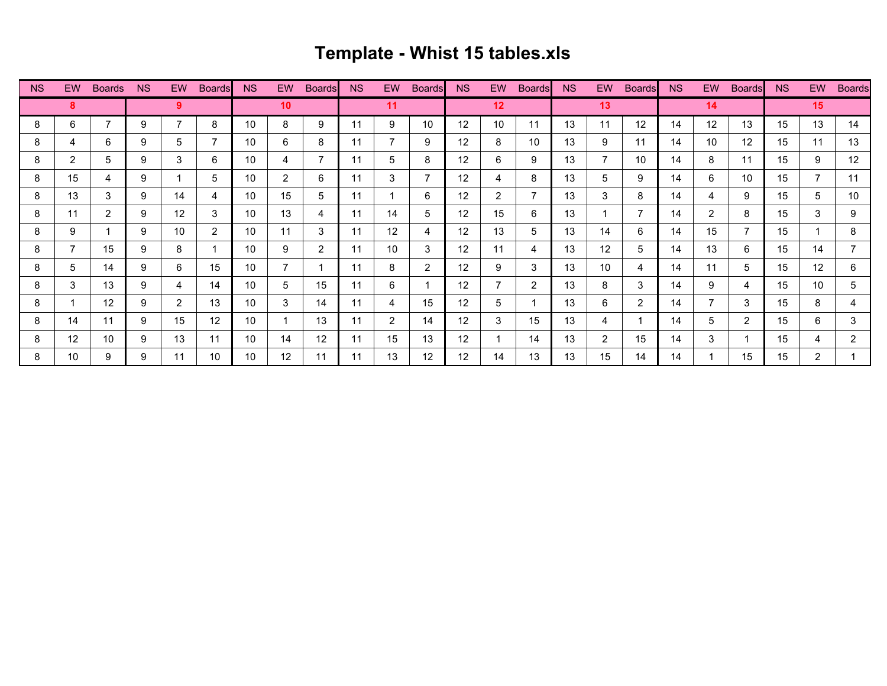# Template - Whist 15 tables.xls

| NS | EW | Boards | NS | EW | Boards | NS | EW | Boards | NS | EW | Boards | NS | EW | Boards | NS | EW | Boards | NS | EW | Boards | NS | EW | Boards |
|---|---|---|---|---|---|---|---|---|---|---|---|---|---|---|---|---|---|---|---|---|---|---|---|
| 8 | | | 9 | | | 10 | | | 11 | | | 12 | | | 13 | | | 14 | | | 15 | | |
| 8 | 6 | 7 | 9 | 7 | 8 | 10 | 8 | 9 | 11 | 9 | 10 | 12 | 10 | 11 | 13 | 11 | 12 | 14 | 12 | 13 | 15 | 13 | 14 |
| 8 | 4 | 6 | 9 | 5 | 7 | 10 | 6 | 8 | 11 | 7 | 9 | 12 | 8 | 10 | 13 | 9 | 11 | 14 | 10 | 12 | 15 | 11 | 13 |
| 8 | 2 | 5 | 9 | 3 | 6 | 10 | 4 | 7 | 11 | 5 | 8 | 12 | 6 | 9 | 13 | 7 | 10 | 14 | 8 | 11 | 15 | 9 | 12 |
| 8 | 15 | 4 | 9 | 1 | 5 | 10 | 2 | 6 | 11 | 3 | 7 | 12 | 4 | 8 | 13 | 5 | 9 | 14 | 6 | 10 | 15 | 7 | 11 |
| 8 | 13 | 3 | 9 | 14 | 4 | 10 | 15 | 5 | 11 | 1 | 6 | 12 | 2 | 7 | 13 | 3 | 8 | 14 | 4 | 9 | 15 | 5 | 10 |
| 8 | 11 | 2 | 9 | 12 | 3 | 10 | 13 | 4 | 11 | 14 | 5 | 12 | 15 | 6 | 13 | 1 | 7 | 14 | 2 | 8 | 15 | 3 | 9 |
| 8 | 9 | 1 | 9 | 10 | 2 | 10 | 11 | 3 | 11 | 12 | 4 | 12 | 13 | 5 | 13 | 14 | 6 | 14 | 15 | 7 | 15 | 1 | 8 |
| 8 | 7 | 15 | 9 | 8 | 1 | 10 | 9 | 2 | 11 | 10 | 3 | 12 | 11 | 4 | 13 | 12 | 5 | 14 | 13 | 6 | 15 | 14 | 7 |
| 8 | 5 | 14 | 9 | 6 | 15 | 10 | 7 | 1 | 11 | 8 | 2 | 12 | 9 | 3 | 13 | 10 | 4 | 14 | 11 | 5 | 15 | 12 | 6 |
| 8 | 3 | 13 | 9 | 4 | 14 | 10 | 5 | 15 | 11 | 6 | 1 | 12 | 7 | 2 | 13 | 8 | 3 | 14 | 9 | 4 | 15 | 10 | 5 |
| 8 | 1 | 12 | 9 | 2 | 13 | 10 | 3 | 14 | 11 | 4 | 15 | 12 | 5 | 1 | 13 | 6 | 2 | 14 | 7 | 3 | 15 | 8 | 4 |
| 8 | 14 | 11 | 9 | 15 | 12 | 10 | 1 | 13 | 11 | 2 | 14 | 12 | 3 | 15 | 13 | 4 | 1 | 14 | 5 | 2 | 15 | 6 | 3 |
| 8 | 12 | 10 | 9 | 13 | 11 | 10 | 14 | 12 | 11 | 15 | 13 | 12 | 1 | 14 | 13 | 2 | 15 | 14 | 3 | 1 | 15 | 4 | 2 |
| 8 | 10 | 9 | 9 | 11 | 10 | 10 | 12 | 11 | 11 | 13 | 12 | 12 | 14 | 13 | 13 | 15 | 14 | 14 | 1 | 15 | 15 | 2 | 1 |